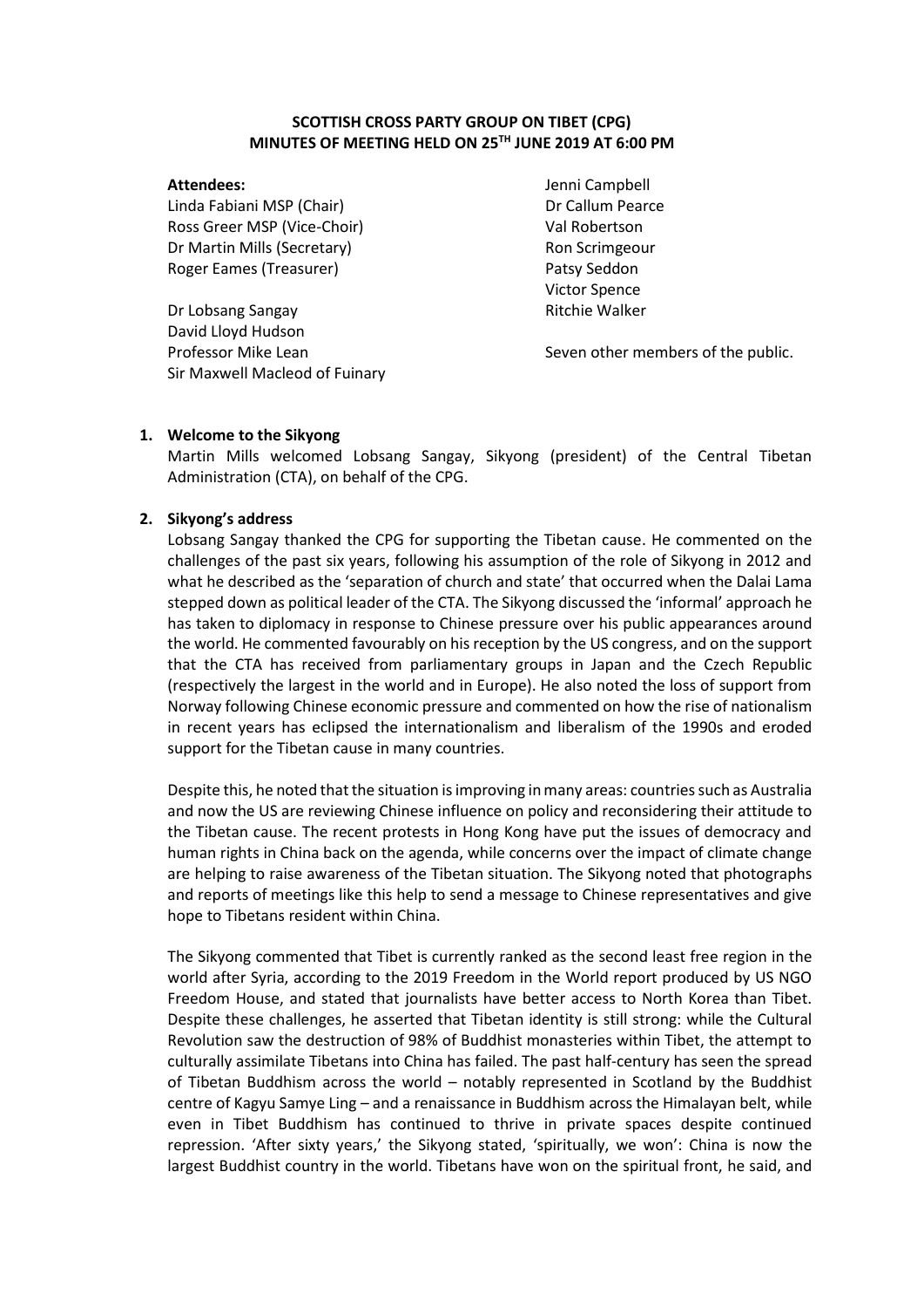# SCOTTISH CROSS PARTY GROUP ON TIBET (CPG)
## MINUTES OF MEETING HELD ON 25TH JUNE 2019 AT 6:00 PM

**Attendees:**

Linda Fabiani MSP (Chair)
Ross Greer MSP (Vice-Choir)
Dr Martin Mills (Secretary)
Roger Eames (Treasurer)

Dr Lobsang Sangay
David Lloyd Hudson
Professor Mike Lean
Sir Maxwell Macleod of Fuinary

Jenni Campbell
Dr Callum Pearce
Val Robertson
Ron Scrimgeour
Patsy Seddon
Victor Spence
Ritchie Walker

Seven other members of the public.

**1. Welcome to the Sikyong**

Martin Mills welcomed Lobsang Sangay, Sikyong (president) of the Central Tibetan Administration (CTA), on behalf of the CPG.

**2. Sikyong's address**

Lobsang Sangay thanked the CPG for supporting the Tibetan cause. He commented on the challenges of the past six years, following his assumption of the role of Sikyong in 2012 and what he described as the 'separation of church and state' that occurred when the Dalai Lama stepped down as political leader of the CTA. The Sikyong discussed the 'informal' approach he has taken to diplomacy in response to Chinese pressure over his public appearances around the world. He commented favourably on his reception by the US congress, and on the support that the CTA has received from parliamentary groups in Japan and the Czech Republic (respectively the largest in the world and in Europe). He also noted the loss of support from Norway following Chinese economic pressure and commented on how the rise of nationalism in recent years has eclipsed the internationalism and liberalism of the 1990s and eroded support for the Tibetan cause in many countries.

Despite this, he noted that the situation is improving in many areas: countries such as Australia and now the US are reviewing Chinese influence on policy and reconsidering their attitude to the Tibetan cause. The recent protests in Hong Kong have put the issues of democracy and human rights in China back on the agenda, while concerns over the impact of climate change are helping to raise awareness of the Tibetan situation. The Sikyong noted that photographs and reports of meetings like this help to send a message to Chinese representatives and give hope to Tibetans resident within China.

The Sikyong commented that Tibet is currently ranked as the second least free region in the world after Syria, according to the 2019 Freedom in the World report produced by US NGO Freedom House, and stated that journalists have better access to North Korea than Tibet. Despite these challenges, he asserted that Tibetan identity is still strong: while the Cultural Revolution saw the destruction of 98% of Buddhist monasteries within Tibet, the attempt to culturally assimilate Tibetans into China has failed. The past half-century has seen the spread of Tibetan Buddhism across the world – notably represented in Scotland by the Buddhist centre of Kagyu Samye Ling – and a renaissance in Buddhism across the Himalayan belt, while even in Tibet Buddhism has continued to thrive in private spaces despite continued repression. 'After sixty years,' the Sikyong stated, 'spiritually, we won': China is now the largest Buddhist country in the world. Tibetans have won on the spiritual front, he said, and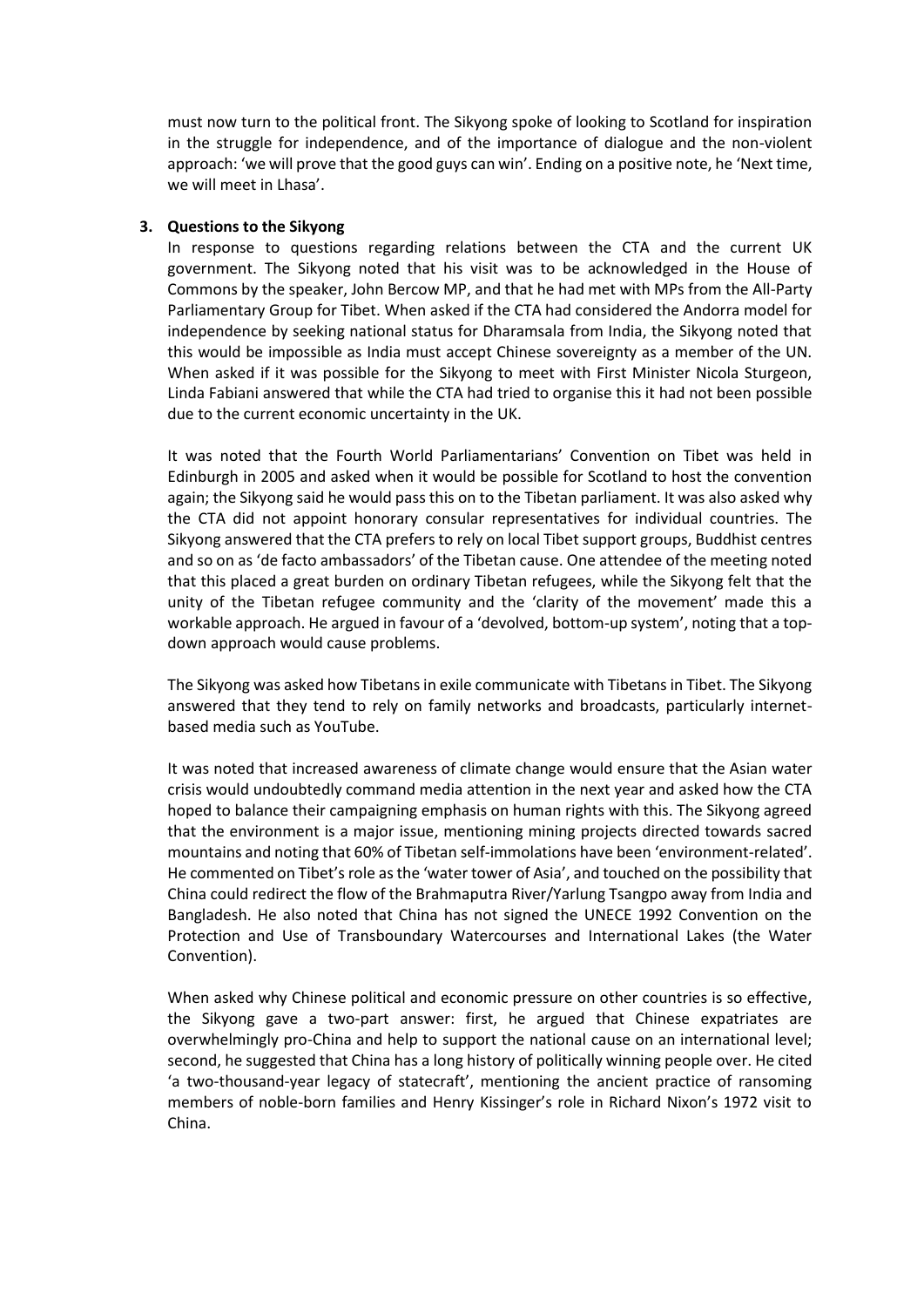must now turn to the political front. The Sikyong spoke of looking to Scotland for inspiration in the struggle for independence, and of the importance of dialogue and the non-violent approach: 'we will prove that the good guys can win'. Ending on a positive note, he 'Next time, we will meet in Lhasa'.

**3. Questions to the Sikyong**

In response to questions regarding relations between the CTA and the current UK government. The Sikyong noted that his visit was to be acknowledged in the House of Commons by the speaker, John Bercow MP, and that he had met with MPs from the All-Party Parliamentary Group for Tibet. When asked if the CTA had considered the Andorra model for independence by seeking national status for Dharamsala from India, the Sikyong noted that this would be impossible as India must accept Chinese sovereignty as a member of the UN. When asked if it was possible for the Sikyong to meet with First Minister Nicola Sturgeon, Linda Fabiani answered that while the CTA had tried to organise this it had not been possible due to the current economic uncertainty in the UK.

It was noted that the Fourth World Parliamentarians' Convention on Tibet was held in Edinburgh in 2005 and asked when it would be possible for Scotland to host the convention again; the Sikyong said he would pass this on to the Tibetan parliament. It was also asked why the CTA did not appoint honorary consular representatives for individual countries. The Sikyong answered that the CTA prefers to rely on local Tibet support groups, Buddhist centres and so on as 'de facto ambassadors' of the Tibetan cause. One attendee of the meeting noted that this placed a great burden on ordinary Tibetan refugees, while the Sikyong felt that the unity of the Tibetan refugee community and the 'clarity of the movement' made this a workable approach. He argued in favour of a 'devolved, bottom-up system', noting that a top-down approach would cause problems.

The Sikyong was asked how Tibetans in exile communicate with Tibetans in Tibet. The Sikyong answered that they tend to rely on family networks and broadcasts, particularly internet-based media such as YouTube.

It was noted that increased awareness of climate change would ensure that the Asian water crisis would undoubtedly command media attention in the next year and asked how the CTA hoped to balance their campaigning emphasis on human rights with this. The Sikyong agreed that the environment is a major issue, mentioning mining projects directed towards sacred mountains and noting that 60% of Tibetan self-immolations have been 'environment-related'. He commented on Tibet's role as the 'water tower of Asia', and touched on the possibility that China could redirect the flow of the Brahmaputra River/Yarlung Tsangpo away from India and Bangladesh. He also noted that China has not signed the UNECE 1992 Convention on the Protection and Use of Transboundary Watercourses and International Lakes (the Water Convention).

When asked why Chinese political and economic pressure on other countries is so effective, the Sikyong gave a two-part answer: first, he argued that Chinese expatriates are overwhelmingly pro-China and help to support the national cause on an international level; second, he suggested that China has a long history of politically winning people over. He cited 'a two-thousand-year legacy of statecraft', mentioning the ancient practice of ransoming members of noble-born families and Henry Kissinger's role in Richard Nixon's 1972 visit to China.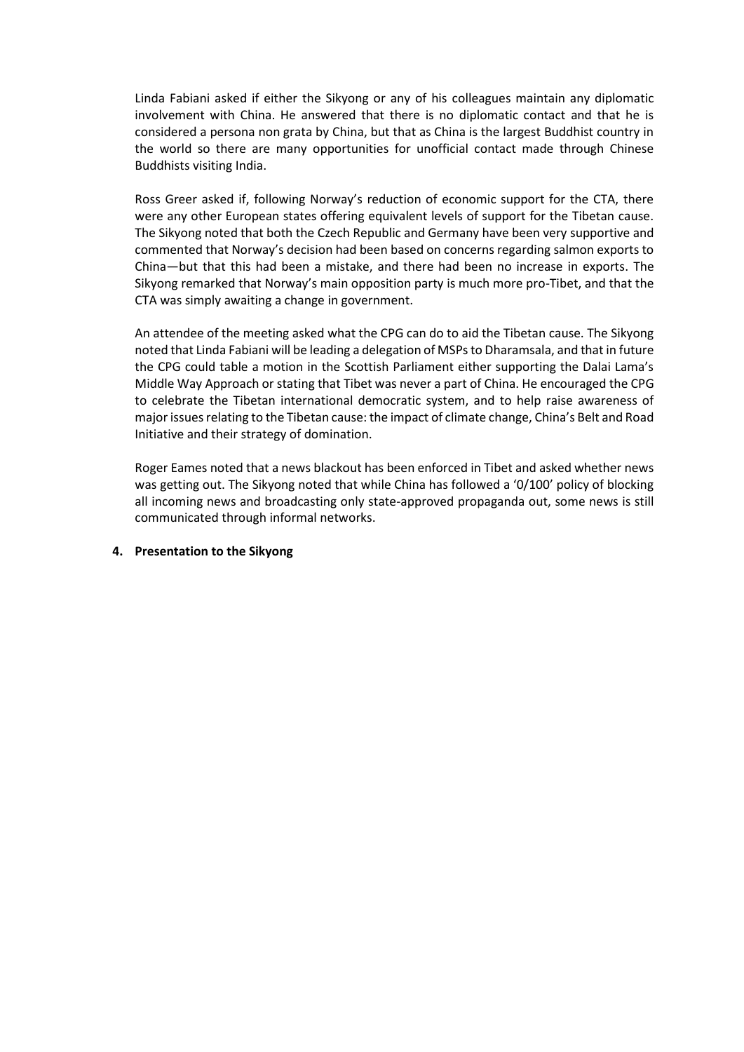Linda Fabiani asked if either the Sikyong or any of his colleagues maintain any diplomatic involvement with China. He answered that there is no diplomatic contact and that he is considered a persona non grata by China, but that as China is the largest Buddhist country in the world so there are many opportunities for unofficial contact made through Chinese Buddhists visiting India.

Ross Greer asked if, following Norway's reduction of economic support for the CTA, there were any other European states offering equivalent levels of support for the Tibetan cause. The Sikyong noted that both the Czech Republic and Germany have been very supportive and commented that Norway's decision had been based on concerns regarding salmon exports to China—but that this had been a mistake, and there had been no increase in exports. The Sikyong remarked that Norway's main opposition party is much more pro-Tibet, and that the CTA was simply awaiting a change in government.

An attendee of the meeting asked what the CPG can do to aid the Tibetan cause. The Sikyong noted that Linda Fabiani will be leading a delegation of MSPs to Dharamsala, and that in future the CPG could table a motion in the Scottish Parliament either supporting the Dalai Lama's Middle Way Approach or stating that Tibet was never a part of China. He encouraged the CPG to celebrate the Tibetan international democratic system, and to help raise awareness of major issues relating to the Tibetan cause: the impact of climate change, China's Belt and Road Initiative and their strategy of domination.

Roger Eames noted that a news blackout has been enforced in Tibet and asked whether news was getting out. The Sikyong noted that while China has followed a '0/100' policy of blocking all incoming news and broadcasting only state-approved propaganda out, some news is still communicated through informal networks.

**4. Presentation to the Sikyong**